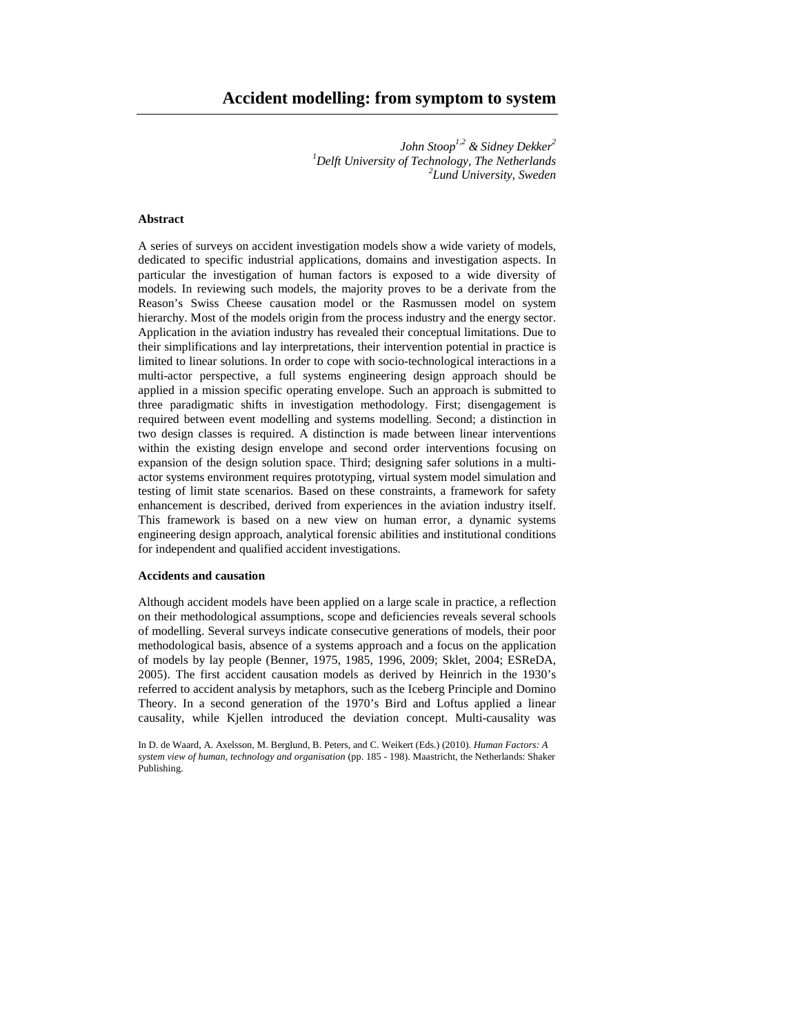# Accident modelling: from symptom to system

*John Stoop[1,2] & Sidney Dekker[2]*
*[1]Delft University of Technology, The Netherlands*
*[2]Lund University, Sweden*

### Abstract

A series of surveys on accident investigation models show a wide variety of models, dedicated to specific industrial applications, domains and investigation aspects. In particular the investigation of human factors is exposed to a wide diversity of models. In reviewing such models, the majority proves to be a derivate from the Reason's Swiss Cheese causation model or the Rasmussen model on system hierarchy. Most of the models origin from the process industry and the energy sector. Application in the aviation industry has revealed their conceptual limitations. Due to their simplifications and lay interpretations, their intervention potential in practice is limited to linear solutions. In order to cope with socio-technological interactions in a multi-actor perspective, a full systems engineering design approach should be applied in a mission specific operating envelope. Such an approach is submitted to three paradigmatic shifts in investigation methodology. First; disengagement is required between event modelling and systems modelling. Second; a distinction in two design classes is required. A distinction is made between linear interventions within the existing design envelope and second order interventions focusing on expansion of the design solution space. Third; designing safer solutions in a multi-actor systems environment requires prototyping, virtual system model simulation and testing of limit state scenarios. Based on these constraints, a framework for safety enhancement is described, derived from experiences in the aviation industry itself. This framework is based on a new view on human error, a dynamic systems engineering design approach, analytical forensic abilities and institutional conditions for independent and qualified accident investigations.

### Accidents and causation

Although accident models have been applied on a large scale in practice, a reflection on their methodological assumptions, scope and deficiencies reveals several schools of modelling. Several surveys indicate consecutive generations of models, their poor methodological basis, absence of a systems approach and a focus on the application of models by lay people (Benner, 1975, 1985, 1996, 2009; Sklet, 2004; ESReDA, 2005). The first accident causation models as derived by Heinrich in the 1930's referred to accident analysis by metaphors, such as the Iceberg Principle and Domino Theory. In a second generation of the 1970's Bird and Loftus applied a linear causality, while Kjellen introduced the deviation concept. Multi-causality was

In D. de Waard, A. Axelsson, M. Berglund, B. Peters, and C. Weikert (Eds.) (2010). *Human Factors: A system view of human, technology and organisation* (pp. 185 - 198). Maastricht, the Netherlands: Shaker Publishing.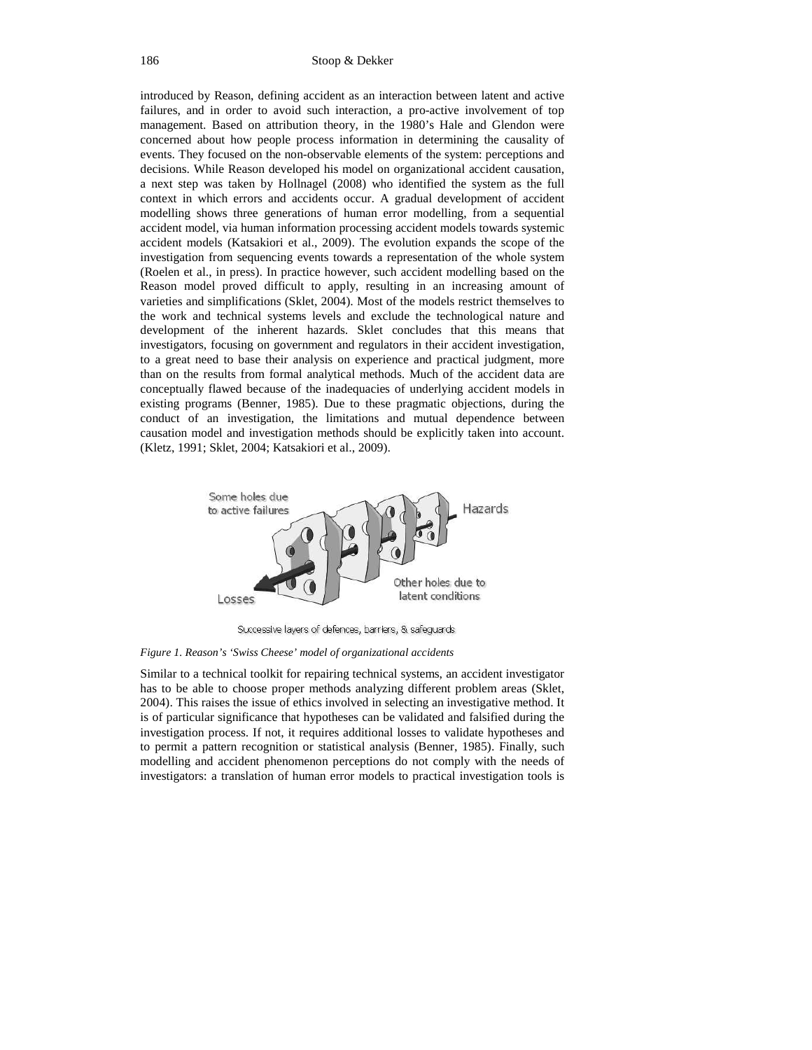introduced by Reason, defining accident as an interaction between latent and active failures, and in order to avoid such interaction, a pro-active involvement of top management. Based on attribution theory, in the 1980's Hale and Glendon were concerned about how people process information in determining the causality of events. They focused on the non-observable elements of the system: perceptions and decisions. While Reason developed his model on organizational accident causation, a next step was taken by Hollnagel (2008) who identified the system as the full context in which errors and accidents occur. A gradual development of accident modelling shows three generations of human error modelling, from a sequential accident model, via human information processing accident models towards systemic accident models (Katsakiori et al., 2009). The evolution expands the scope of the investigation from sequencing events towards a representation of the whole system (Roelen et al., in press). In practice however, such accident modelling based on the Reason model proved difficult to apply, resulting in an increasing amount of varieties and simplifications (Sklet, 2004). Most of the models restrict themselves to the work and technical systems levels and exclude the technological nature and development of the inherent hazards. Sklet concludes that this means that investigators, focusing on government and regulators in their accident investigation, to a great need to base their analysis on experience and practical judgment, more than on the results from formal analytical methods. Much of the accident data are conceptually flawed because of the inadequacies of underlying accident models in existing programs (Benner, 1985). Due to these pragmatic objections, during the conduct of an investigation, the limitations and mutual dependence between causation model and investigation methods should be explicitly taken into account. (Kletz, 1991; Sklet, 2004; Katsakiori et al., 2009).

Some holes due to active failures

Hazards

Losses

Other holes due to latent conditions

Successive layers of defences, barriers, & safeguards

*Figure 1. Reason's 'Swiss Cheese' model of organizational accidents*

Similar to a technical toolkit for repairing technical systems, an accident investigator has to be able to choose proper methods analyzing different problem areas (Sklet, 2004). This raises the issue of ethics involved in selecting an investigative method. It is of particular significance that hypotheses can be validated and falsified during the investigation process. If not, it requires additional losses to validate hypotheses and to permit a pattern recognition or statistical analysis (Benner, 1985). Finally, such modelling and accident phenomenon perceptions do not comply with the needs of investigators: a translation of human error models to practical investigation tools is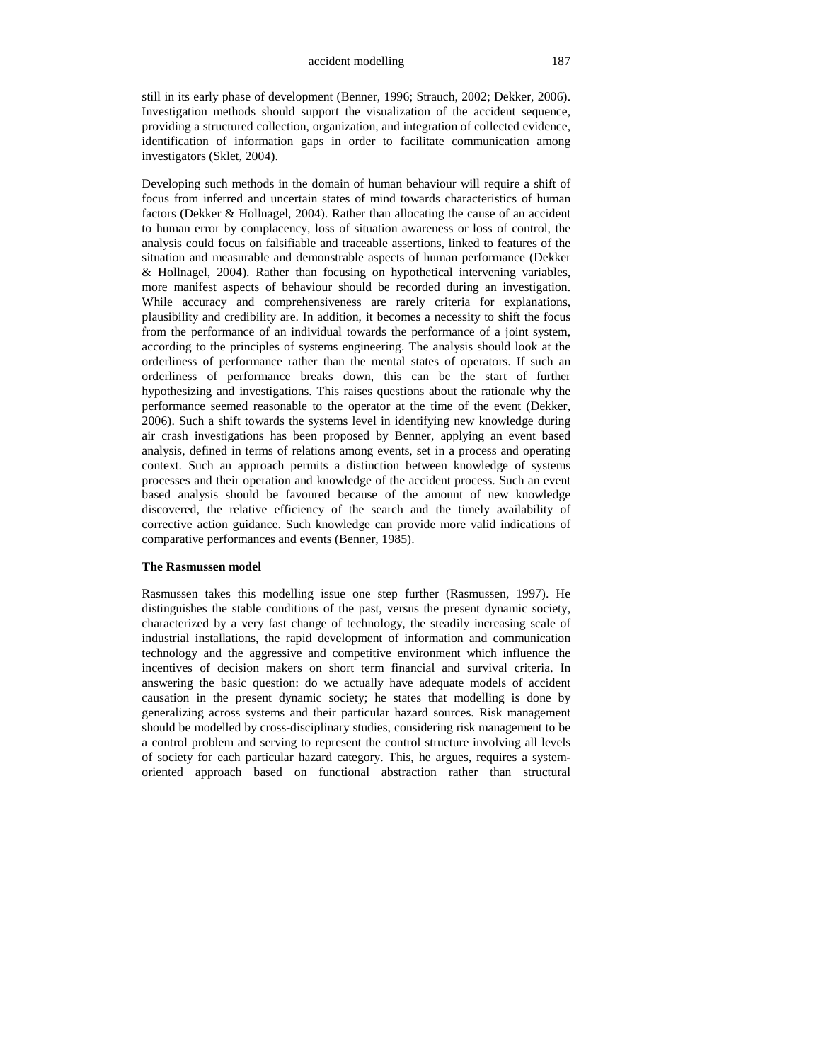still in its early phase of development (Benner, 1996; Strauch, 2002; Dekker, 2006). Investigation methods should support the visualization of the accident sequence, providing a structured collection, organization, and integration of collected evidence, identification of information gaps in order to facilitate communication among investigators (Sklet, 2004).

Developing such methods in the domain of human behaviour will require a shift of focus from inferred and uncertain states of mind towards characteristics of human factors (Dekker & Hollnagel, 2004). Rather than allocating the cause of an accident to human error by complacency, loss of situation awareness or loss of control, the analysis could focus on falsifiable and traceable assertions, linked to features of the situation and measurable and demonstrable aspects of human performance (Dekker & Hollnagel, 2004). Rather than focusing on hypothetical intervening variables, more manifest aspects of behaviour should be recorded during an investigation. While accuracy and comprehensiveness are rarely criteria for explanations, plausibility and credibility are. In addition, it becomes a necessity to shift the focus from the performance of an individual towards the performance of a joint system, according to the principles of systems engineering. The analysis should look at the orderliness of performance rather than the mental states of operators. If such an orderliness of performance breaks down, this can be the start of further hypothesizing and investigations. This raises questions about the rationale why the performance seemed reasonable to the operator at the time of the event (Dekker, 2006). Such a shift towards the systems level in identifying new knowledge during air crash investigations has been proposed by Benner, applying an event based analysis, defined in terms of relations among events, set in a process and operating context. Such an approach permits a distinction between knowledge of systems processes and their operation and knowledge of the accident process. Such an event based analysis should be favoured because of the amount of new knowledge discovered, the relative efficiency of the search and the timely availability of corrective action guidance. Such knowledge can provide more valid indications of comparative performances and events (Benner, 1985).

### The Rasmussen model

Rasmussen takes this modelling issue one step further (Rasmussen, 1997). He distinguishes the stable conditions of the past, versus the present dynamic society, characterized by a very fast change of technology, the steadily increasing scale of industrial installations, the rapid development of information and communication technology and the aggressive and competitive environment which influence the incentives of decision makers on short term financial and survival criteria. In answering the basic question: do we actually have adequate models of accident causation in the present dynamic society; he states that modelling is done by generalizing across systems and their particular hazard sources. Risk management should be modelled by cross-disciplinary studies, considering risk management to be a control problem and serving to represent the control structure involving all levels of society for each particular hazard category. This, he argues, requires a system-oriented approach based on functional abstraction rather than structural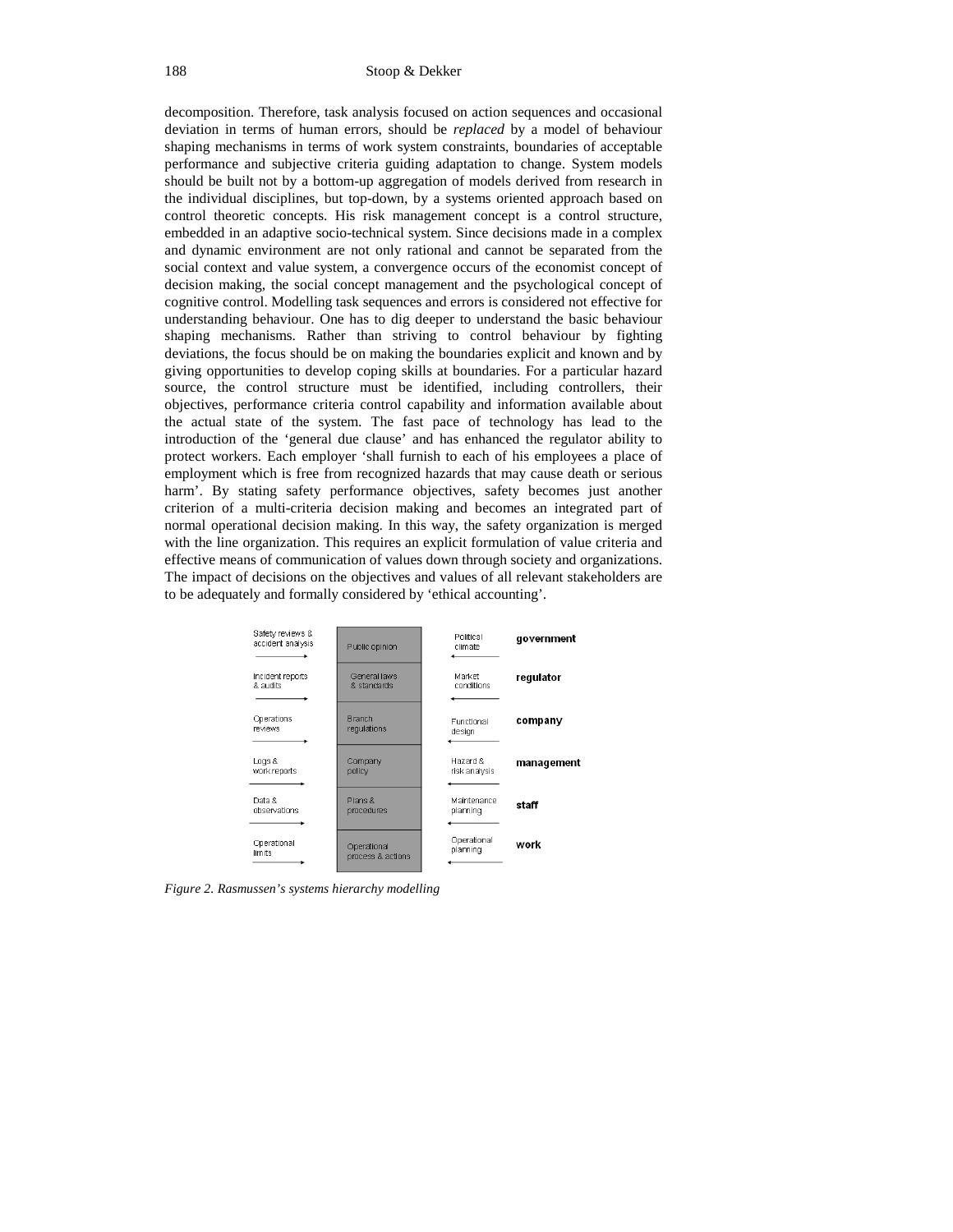decomposition. Therefore, task analysis focused on action sequences and occasional deviation in terms of human errors, should be *replaced* by a model of behaviour shaping mechanisms in terms of work system constraints, boundaries of acceptable performance and subjective criteria guiding adaptation to change. System models should be built not by a bottom-up aggregation of models derived from research in the individual disciplines, but top-down, by a systems oriented approach based on control theoretic concepts. His risk management concept is a control structure, embedded in an adaptive socio-technical system. Since decisions made in a complex and dynamic environment are not only rational and cannot be separated from the social context and value system, a convergence occurs of the economist concept of decision making, the social concept management and the psychological concept of cognitive control. Modelling task sequences and errors is considered not effective for understanding behaviour. One has to dig deeper to understand the basic behaviour shaping mechanisms. Rather than striving to control behaviour by fighting deviations, the focus should be on making the boundaries explicit and known and by giving opportunities to develop coping skills at boundaries. For a particular hazard source, the control structure must be identified, including controllers, their objectives, performance criteria control capability and information available about the actual state of the system. The fast pace of technology has lead to the introduction of the 'general due clause' and has enhanced the regulator ability to protect workers. Each employer 'shall furnish to each of his employees a place of employment which is free from recognized hazards that may cause death or serious harm'. By stating safety performance objectives, safety becomes just another criterion of a multi-criteria decision making and becomes an integrated part of normal operational decision making. In this way, the safety organization is merged with the line organization. This requires an explicit formulation of value criteria and effective means of communication of values down through society and organizations. The impact of decisions on the objectives and values of all relevant stakeholders are to be adequately and formally considered by 'ethical accounting'.

| → | | ← | |
|---|---|---|---|
| Safety reviews & accident analysis | Public opinion | Political climate | **government** |
| Incident reports & audits | General laws & standards | Market conditions | **regulator** |
| Operations reviews | Branch regulations | Functional design | **company** |
| Logs & work reports | Company policy | Hazard & risk analysis | **management** |
| Data & observations | Plans & procedures | Maintenance planning | **staff** |
| Operational limits | Operational process & actions | Operational planning | **work** |

*Figure 2. Rasmussen's systems hierarchy modelling*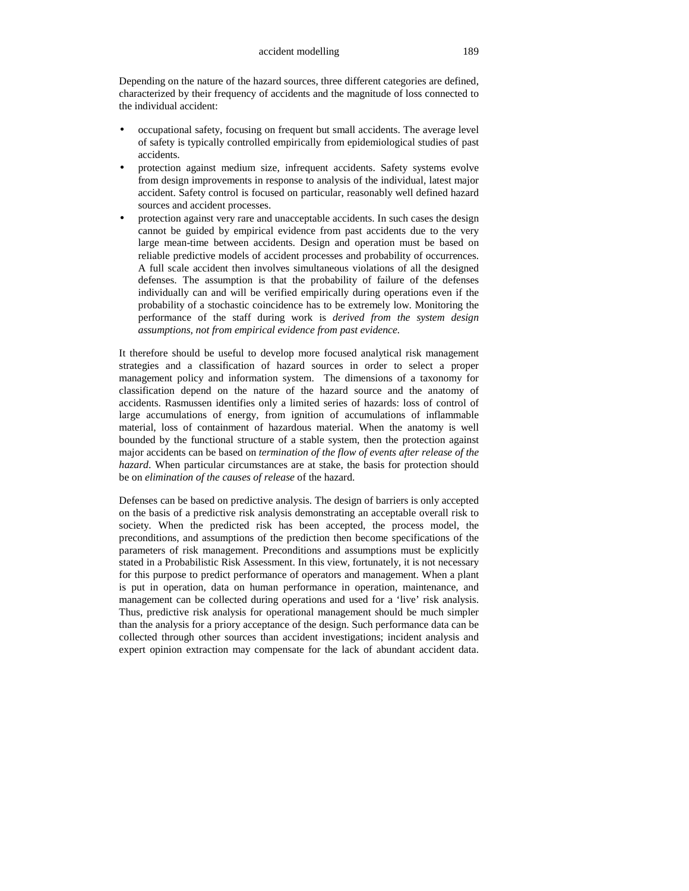Depending on the nature of the hazard sources, three different categories are defined, characterized by their frequency of accidents and the magnitude of loss connected to the individual accident:

- occupational safety, focusing on frequent but small accidents. The average level of safety is typically controlled empirically from epidemiological studies of past accidents.
- protection against medium size, infrequent accidents. Safety systems evolve from design improvements in response to analysis of the individual, latest major accident. Safety control is focused on particular, reasonably well defined hazard sources and accident processes.
- protection against very rare and unacceptable accidents. In such cases the design cannot be guided by empirical evidence from past accidents due to the very large mean-time between accidents. Design and operation must be based on reliable predictive models of accident processes and probability of occurrences. A full scale accident then involves simultaneous violations of all the designed defenses. The assumption is that the probability of failure of the defenses individually can and will be verified empirically during operations even if the probability of a stochastic coincidence has to be extremely low. Monitoring the performance of the staff during work is *derived from the system design assumptions, not from empirical evidence from past evidence.*

It therefore should be useful to develop more focused analytical risk management strategies and a classification of hazard sources in order to select a proper management policy and information system. The dimensions of a taxonomy for classification depend on the nature of the hazard source and the anatomy of accidents. Rasmussen identifies only a limited series of hazards: loss of control of large accumulations of energy, from ignition of accumulations of inflammable material, loss of containment of hazardous material. When the anatomy is well bounded by the functional structure of a stable system, then the protection against major accidents can be based on *termination of the flow of events after release of the hazard*. When particular circumstances are at stake, the basis for protection should be on *elimination of the causes of release* of the hazard.

Defenses can be based on predictive analysis. The design of barriers is only accepted on the basis of a predictive risk analysis demonstrating an acceptable overall risk to society. When the predicted risk has been accepted, the process model, the preconditions, and assumptions of the prediction then become specifications of the parameters of risk management. Preconditions and assumptions must be explicitly stated in a Probabilistic Risk Assessment. In this view, fortunately, it is not necessary for this purpose to predict performance of operators and management. When a plant is put in operation, data on human performance in operation, maintenance, and management can be collected during operations and used for a 'live' risk analysis. Thus, predictive risk analysis for operational management should be much simpler than the analysis for a priory acceptance of the design. Such performance data can be collected through other sources than accident investigations; incident analysis and expert opinion extraction may compensate for the lack of abundant accident data.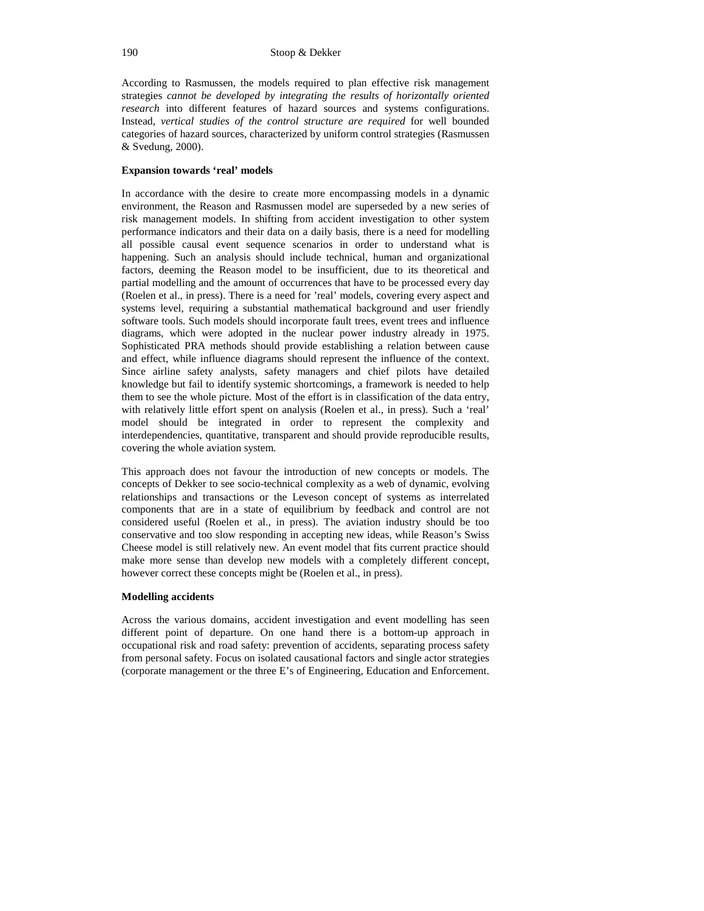According to Rasmussen, the models required to plan effective risk management strategies *cannot be developed by integrating the results of horizontally oriented research* into different features of hazard sources and systems configurations. Instead, *vertical studies of the control structure are required* for well bounded categories of hazard sources, characterized by uniform control strategies (Rasmussen & Svedung, 2000).

**Expansion towards 'real' models**

In accordance with the desire to create more encompassing models in a dynamic environment, the Reason and Rasmussen model are superseded by a new series of risk management models. In shifting from accident investigation to other system performance indicators and their data on a daily basis, there is a need for modelling all possible causal event sequence scenarios in order to understand what is happening. Such an analysis should include technical, human and organizational factors, deeming the Reason model to be insufficient, due to its theoretical and partial modelling and the amount of occurrences that have to be processed every day (Roelen et al., in press). There is a need for 'real' models, covering every aspect and systems level, requiring a substantial mathematical background and user friendly software tools. Such models should incorporate fault trees, event trees and influence diagrams, which were adopted in the nuclear power industry already in 1975. Sophisticated PRA methods should provide establishing a relation between cause and effect, while influence diagrams should represent the influence of the context. Since airline safety analysts, safety managers and chief pilots have detailed knowledge but fail to identify systemic shortcomings, a framework is needed to help them to see the whole picture. Most of the effort is in classification of the data entry, with relatively little effort spent on analysis (Roelen et al., in press). Such a 'real' model should be integrated in order to represent the complexity and interdependencies, quantitative, transparent and should provide reproducible results, covering the whole aviation system.

This approach does not favour the introduction of new concepts or models. The concepts of Dekker to see socio-technical complexity as a web of dynamic, evolving relationships and transactions or the Leveson concept of systems as interrelated components that are in a state of equilibrium by feedback and control are not considered useful (Roelen et al., in press). The aviation industry should be too conservative and too slow responding in accepting new ideas, while Reason's Swiss Cheese model is still relatively new. An event model that fits current practice should make more sense than develop new models with a completely different concept, however correct these concepts might be (Roelen et al., in press).

**Modelling accidents**

Across the various domains, accident investigation and event modelling has seen different point of departure. On one hand there is a bottom-up approach in occupational risk and road safety: prevention of accidents, separating process safety from personal safety. Focus on isolated causational factors and single actor strategies (corporate management or the three E's of Engineering, Education and Enforcement.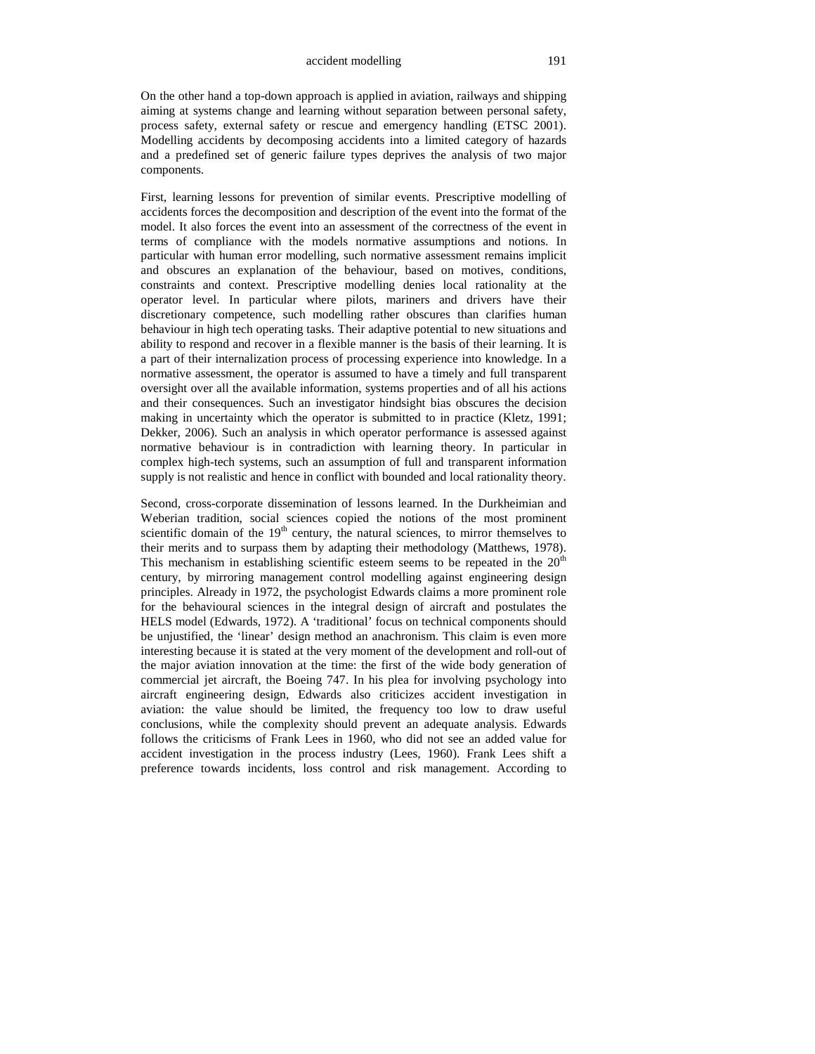On the other hand a top-down approach is applied in aviation, railways and shipping aiming at systems change and learning without separation between personal safety, process safety, external safety or rescue and emergency handling (ETSC 2001). Modelling accidents by decomposing accidents into a limited category of hazards and a predefined set of generic failure types deprives the analysis of two major components.

First, learning lessons for prevention of similar events. Prescriptive modelling of accidents forces the decomposition and description of the event into the format of the model. It also forces the event into an assessment of the correctness of the event in terms of compliance with the models normative assumptions and notions. In particular with human error modelling, such normative assessment remains implicit and obscures an explanation of the behaviour, based on motives, conditions, constraints and context. Prescriptive modelling denies local rationality at the operator level. In particular where pilots, mariners and drivers have their discretionary competence, such modelling rather obscures than clarifies human behaviour in high tech operating tasks. Their adaptive potential to new situations and ability to respond and recover in a flexible manner is the basis of their learning. It is a part of their internalization process of processing experience into knowledge. In a normative assessment, the operator is assumed to have a timely and full transparent oversight over all the available information, systems properties and of all his actions and their consequences. Such an investigator hindsight bias obscures the decision making in uncertainty which the operator is submitted to in practice (Kletz, 1991; Dekker, 2006). Such an analysis in which operator performance is assessed against normative behaviour is in contradiction with learning theory. In particular in complex high-tech systems, such an assumption of full and transparent information supply is not realistic and hence in conflict with bounded and local rationality theory.

Second, cross-corporate dissemination of lessons learned. In the Durkheimian and Weberian tradition, social sciences copied the notions of the most prominent scientific domain of the 19th century, the natural sciences, to mirror themselves to their merits and to surpass them by adapting their methodology (Matthews, 1978). This mechanism in establishing scientific esteem seems to be repeated in the 20th century, by mirroring management control modelling against engineering design principles. Already in 1972, the psychologist Edwards claims a more prominent role for the behavioural sciences in the integral design of aircraft and postulates the HELS model (Edwards, 1972). A 'traditional' focus on technical components should be unjustified, the 'linear' design method an anachronism. This claim is even more interesting because it is stated at the very moment of the development and roll-out of the major aviation innovation at the time: the first of the wide body generation of commercial jet aircraft, the Boeing 747. In his plea for involving psychology into aircraft engineering design, Edwards also criticizes accident investigation in aviation: the value should be limited, the frequency too low to draw useful conclusions, while the complexity should prevent an adequate analysis. Edwards follows the criticisms of Frank Lees in 1960, who did not see an added value for accident investigation in the process industry (Lees, 1960). Frank Lees shift a preference towards incidents, loss control and risk management. According to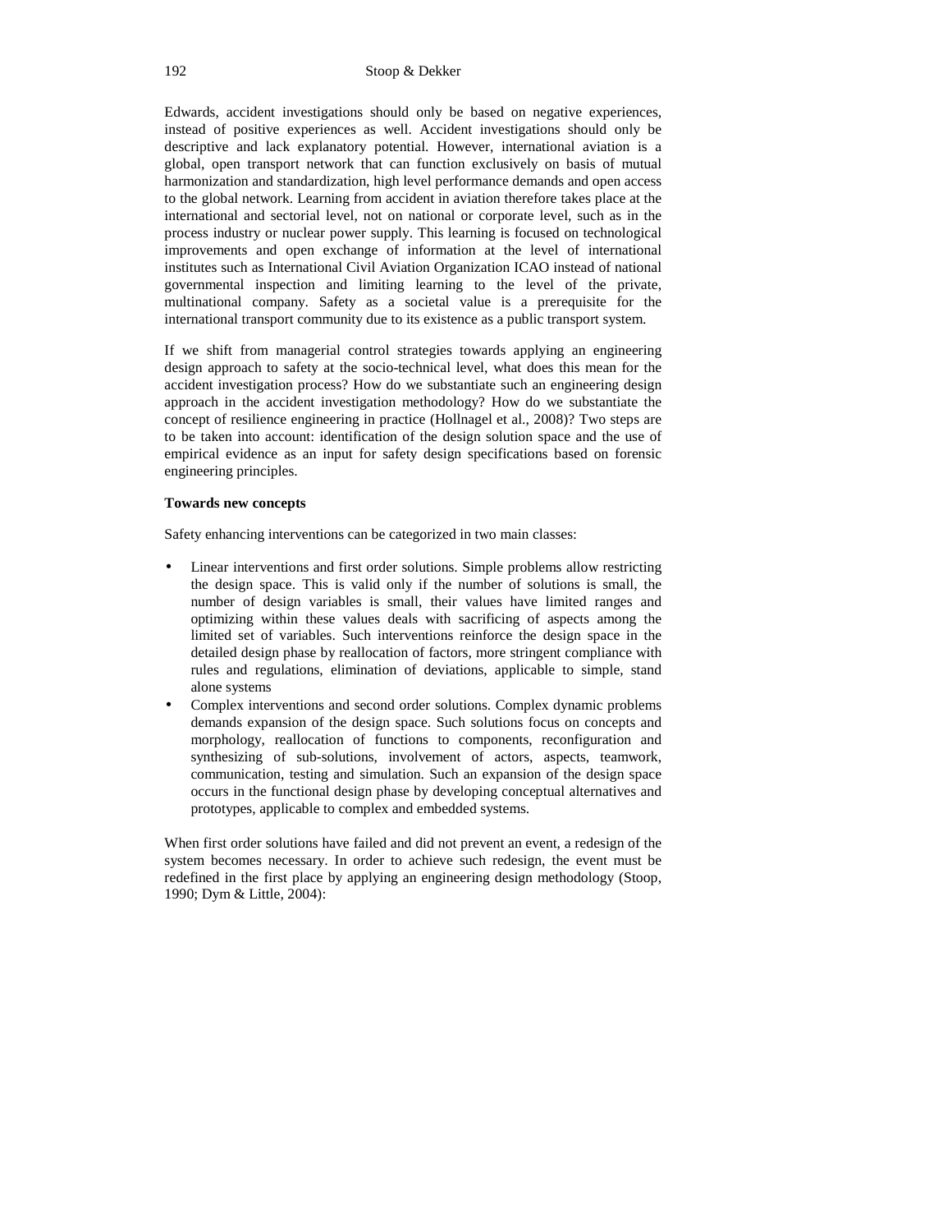Edwards, accident investigations should only be based on negative experiences, instead of positive experiences as well. Accident investigations should only be descriptive and lack explanatory potential. However, international aviation is a global, open transport network that can function exclusively on basis of mutual harmonization and standardization, high level performance demands and open access to the global network. Learning from accident in aviation therefore takes place at the international and sectorial level, not on national or corporate level, such as in the process industry or nuclear power supply. This learning is focused on technological improvements and open exchange of information at the level of international institutes such as International Civil Aviation Organization ICAO instead of national governmental inspection and limiting learning to the level of the private, multinational company. Safety as a societal value is a prerequisite for the international transport community due to its existence as a public transport system.

If we shift from managerial control strategies towards applying an engineering design approach to safety at the socio-technical level, what does this mean for the accident investigation process? How do we substantiate such an engineering design approach in the accident investigation methodology? How do we substantiate the concept of resilience engineering in practice (Hollnagel et al., 2008)? Two steps are to be taken into account: identification of the design solution space and the use of empirical evidence as an input for safety design specifications based on forensic engineering principles.

**Towards new concepts**

Safety enhancing interventions can be categorized in two main classes:

- Linear interventions and first order solutions. Simple problems allow restricting the design space. This is valid only if the number of solutions is small, the number of design variables is small, their values have limited ranges and optimizing within these values deals with sacrificing of aspects among the limited set of variables. Such interventions reinforce the design space in the detailed design phase by reallocation of factors, more stringent compliance with rules and regulations, elimination of deviations, applicable to simple, stand alone systems
- Complex interventions and second order solutions. Complex dynamic problems demands expansion of the design space. Such solutions focus on concepts and morphology, reallocation of functions to components, reconfiguration and synthesizing of sub-solutions, involvement of actors, aspects, teamwork, communication, testing and simulation. Such an expansion of the design space occurs in the functional design phase by developing conceptual alternatives and prototypes, applicable to complex and embedded systems.

When first order solutions have failed and did not prevent an event, a redesign of the system becomes necessary. In order to achieve such redesign, the event must be redefined in the first place by applying an engineering design methodology (Stoop, 1990; Dym & Little, 2004):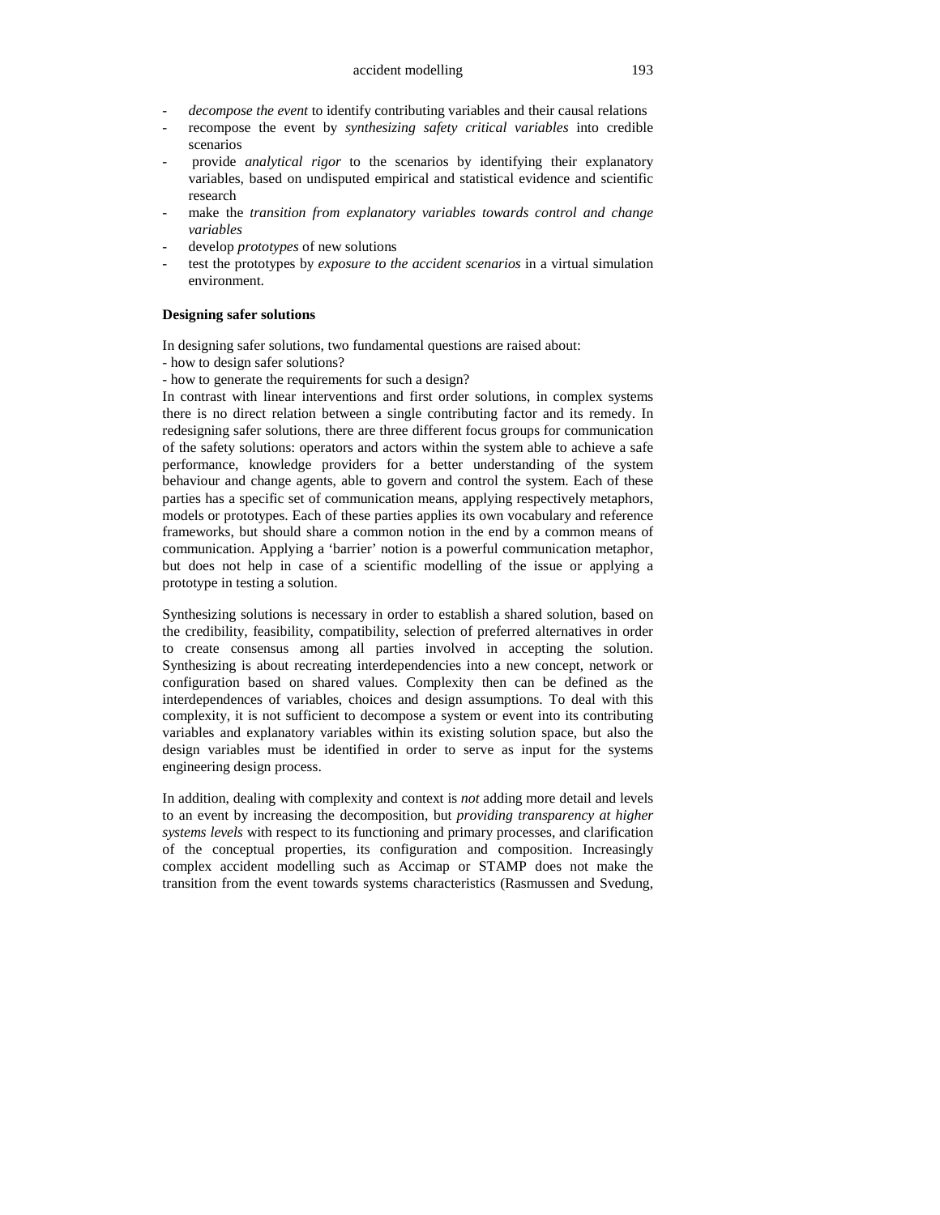- *decompose the event* to identify contributing variables and their causal relations
- recompose the event by *synthesizing safety critical variables* into credible scenarios
- provide *analytical rigor* to the scenarios by identifying their explanatory variables, based on undisputed empirical and statistical evidence and scientific research
- make the *transition from explanatory variables towards control and change variables*
- develop *prototypes* of new solutions
- test the prototypes by *exposure to the accident scenarios* in a virtual simulation environment.

**Designing safer solutions**

In designing safer solutions, two fundamental questions are raised about:

- how to design safer solutions?
- how to generate the requirements for such a design?

In contrast with linear interventions and first order solutions, in complex systems there is no direct relation between a single contributing factor and its remedy. In redesigning safer solutions, there are three different focus groups for communication of the safety solutions: operators and actors within the system able to achieve a safe performance, knowledge providers for a better understanding of the system behaviour and change agents, able to govern and control the system. Each of these parties has a specific set of communication means, applying respectively metaphors, models or prototypes. Each of these parties applies its own vocabulary and reference frameworks, but should share a common notion in the end by a common means of communication. Applying a 'barrier' notion is a powerful communication metaphor, but does not help in case of a scientific modelling of the issue or applying a prototype in testing a solution.

Synthesizing solutions is necessary in order to establish a shared solution, based on the credibility, feasibility, compatibility, selection of preferred alternatives in order to create consensus among all parties involved in accepting the solution. Synthesizing is about recreating interdependencies into a new concept, network or configuration based on shared values. Complexity then can be defined as the interdependences of variables, choices and design assumptions. To deal with this complexity, it is not sufficient to decompose a system or event into its contributing variables and explanatory variables within its existing solution space, but also the design variables must be identified in order to serve as input for the systems engineering design process.

In addition, dealing with complexity and context is *not* adding more detail and levels to an event by increasing the decomposition, but *providing transparency at higher systems levels* with respect to its functioning and primary processes, and clarification of the conceptual properties, its configuration and composition. Increasingly complex accident modelling such as Accimap or STAMP does not make the transition from the event towards systems characteristics (Rasmussen and Svedung,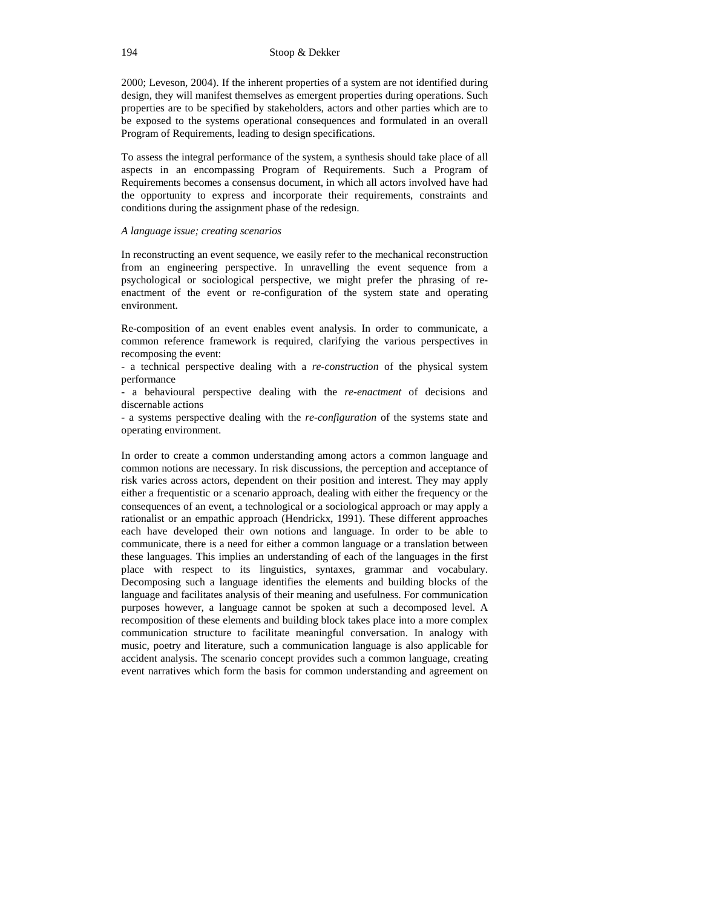2000; Leveson, 2004). If the inherent properties of a system are not identified during design, they will manifest themselves as emergent properties during operations. Such properties are to be specified by stakeholders, actors and other parties which are to be exposed to the systems operational consequences and formulated in an overall Program of Requirements, leading to design specifications.

To assess the integral performance of the system, a synthesis should take place of all aspects in an encompassing Program of Requirements. Such a Program of Requirements becomes a consensus document, in which all actors involved have had the opportunity to express and incorporate their requirements, constraints and conditions during the assignment phase of the redesign.

*A language issue; creating scenarios*

In reconstructing an event sequence, we easily refer to the mechanical reconstruction from an engineering perspective. In unravelling the event sequence from a psychological or sociological perspective, we might prefer the phrasing of re-enactment of the event or re-configuration of the system state and operating environment.

Re-composition of an event enables event analysis. In order to communicate, a common reference framework is required, clarifying the various perspectives in recomposing the event:

- a technical perspective dealing with a *re-construction* of the physical system performance
- a behavioural perspective dealing with the *re-enactment* of decisions and discernable actions
- a systems perspective dealing with the *re-configuration* of the systems state and operating environment.

In order to create a common understanding among actors a common language and common notions are necessary. In risk discussions, the perception and acceptance of risk varies across actors, dependent on their position and interest. They may apply either a frequentistic or a scenario approach, dealing with either the frequency or the consequences of an event, a technological or a sociological approach or may apply a rationalist or an empathic approach (Hendrickx, 1991). These different approaches each have developed their own notions and language. In order to be able to communicate, there is a need for either a common language or a translation between these languages. This implies an understanding of each of the languages in the first place with respect to its linguistics, syntaxes, grammar and vocabulary. Decomposing such a language identifies the elements and building blocks of the language and facilitates analysis of their meaning and usefulness. For communication purposes however, a language cannot be spoken at such a decomposed level. A recomposition of these elements and building block takes place into a more complex communication structure to facilitate meaningful conversation. In analogy with music, poetry and literature, such a communication language is also applicable for accident analysis. The scenario concept provides such a common language, creating event narratives which form the basis for common understanding and agreement on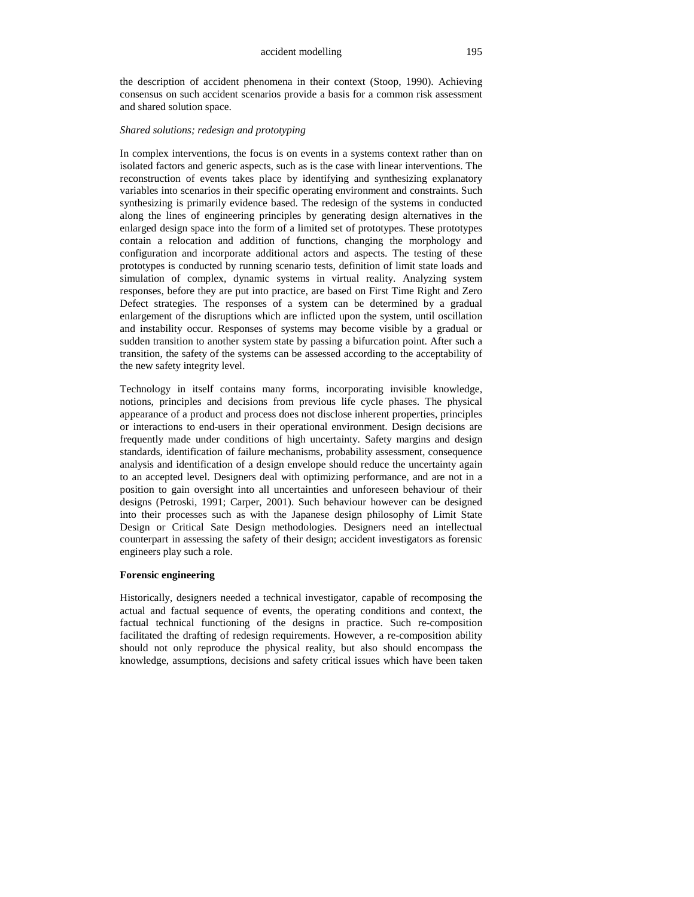the description of accident phenomena in their context (Stoop, 1990). Achieving consensus on such accident scenarios provide a basis for a common risk assessment and shared solution space.

*Shared solutions; redesign and prototyping*

In complex interventions, the focus is on events in a systems context rather than on isolated factors and generic aspects, such as is the case with linear interventions. The reconstruction of events takes place by identifying and synthesizing explanatory variables into scenarios in their specific operating environment and constraints. Such synthesizing is primarily evidence based. The redesign of the systems in conducted along the lines of engineering principles by generating design alternatives in the enlarged design space into the form of a limited set of prototypes. These prototypes contain a relocation and addition of functions, changing the morphology and configuration and incorporate additional actors and aspects. The testing of these prototypes is conducted by running scenario tests, definition of limit state loads and simulation of complex, dynamic systems in virtual reality. Analyzing system responses, before they are put into practice, are based on First Time Right and Zero Defect strategies. The responses of a system can be determined by a gradual enlargement of the disruptions which are inflicted upon the system, until oscillation and instability occur. Responses of systems may become visible by a gradual or sudden transition to another system state by passing a bifurcation point. After such a transition, the safety of the systems can be assessed according to the acceptability of the new safety integrity level.

Technology in itself contains many forms, incorporating invisible knowledge, notions, principles and decisions from previous life cycle phases. The physical appearance of a product and process does not disclose inherent properties, principles or interactions to end-users in their operational environment. Design decisions are frequently made under conditions of high uncertainty. Safety margins and design standards, identification of failure mechanisms, probability assessment, consequence analysis and identification of a design envelope should reduce the uncertainty again to an accepted level. Designers deal with optimizing performance, and are not in a position to gain oversight into all uncertainties and unforeseen behaviour of their designs (Petroski, 1991; Carper, 2001). Such behaviour however can be designed into their processes such as with the Japanese design philosophy of Limit State Design or Critical Sate Design methodologies. Designers need an intellectual counterpart in assessing the safety of their design; accident investigators as forensic engineers play such a role.

**Forensic engineering**

Historically, designers needed a technical investigator, capable of recomposing the actual and factual sequence of events, the operating conditions and context, the factual technical functioning of the designs in practice. Such re-composition facilitated the drafting of redesign requirements. However, a re-composition ability should not only reproduce the physical reality, but also should encompass the knowledge, assumptions, decisions and safety critical issues which have been taken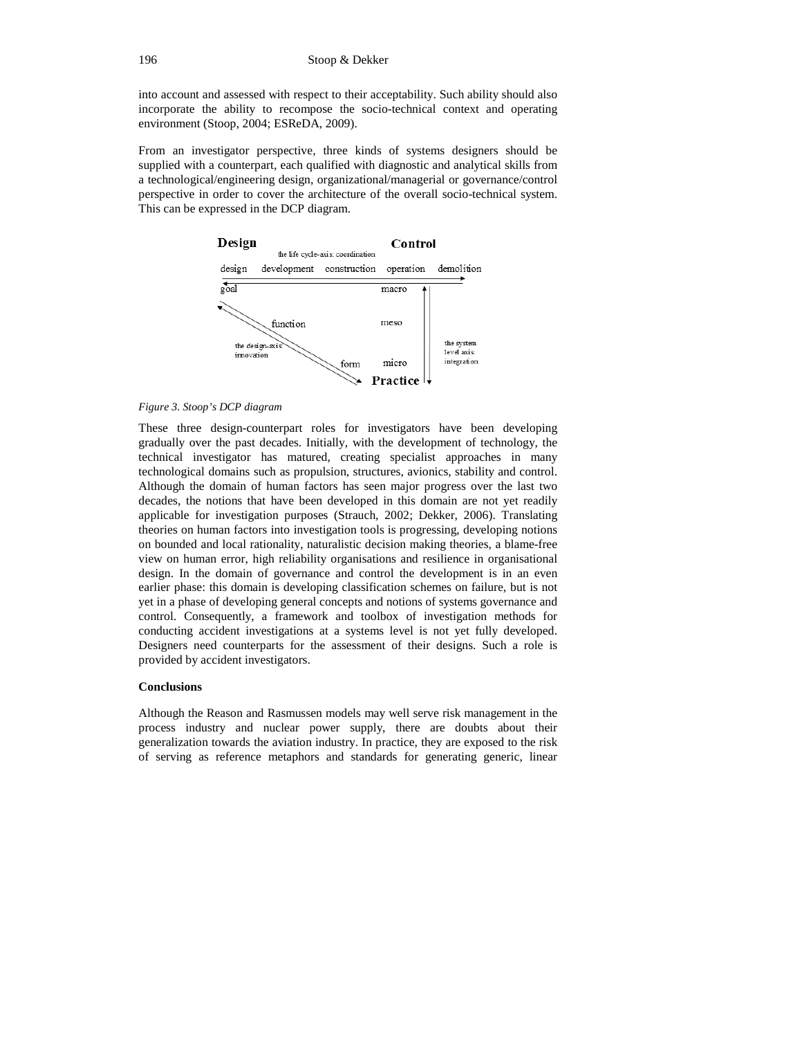into account and assessed with respect to their acceptability. Such ability should also incorporate the ability to recompose the socio-technical context and operating environment (Stoop, 2004; ESReDA, 2009).

From an investigator perspective, three kinds of systems designers should be supplied with a counterpart, each qualified with diagnostic and analytical skills from a technological/engineering design, organizational/managerial or governance/control perspective in order to cover the architecture of the overall socio-technical system. This can be expressed in the DCP diagram.

*Figure 3. Stoop's DCP diagram*

These three design-counterpart roles for investigators have been developing gradually over the past decades. Initially, with the development of technology, the technical investigator has matured, creating specialist approaches in many technological domains such as propulsion, structures, avionics, stability and control. Although the domain of human factors has seen major progress over the last two decades, the notions that have been developed in this domain are not yet readily applicable for investigation purposes (Strauch, 2002; Dekker, 2006). Translating theories on human factors into investigation tools is progressing, developing notions on bounded and local rationality, naturalistic decision making theories, a blame-free view on human error, high reliability organisations and resilience in organisational design. In the domain of governance and control the development is in an even earlier phase: this domain is developing classification schemes on failure, but is not yet in a phase of developing general concepts and notions of systems governance and control. Consequently, a framework and toolbox of investigation methods for conducting accident investigations at a systems level is not yet fully developed. Designers need counterparts for the assessment of their designs. Such a role is provided by accident investigators.

**Conclusions**

Although the Reason and Rasmussen models may well serve risk management in the process industry and nuclear power supply, there are doubts about their generalization towards the aviation industry. In practice, they are exposed to the risk of serving as reference metaphors and standards for generating generic, linear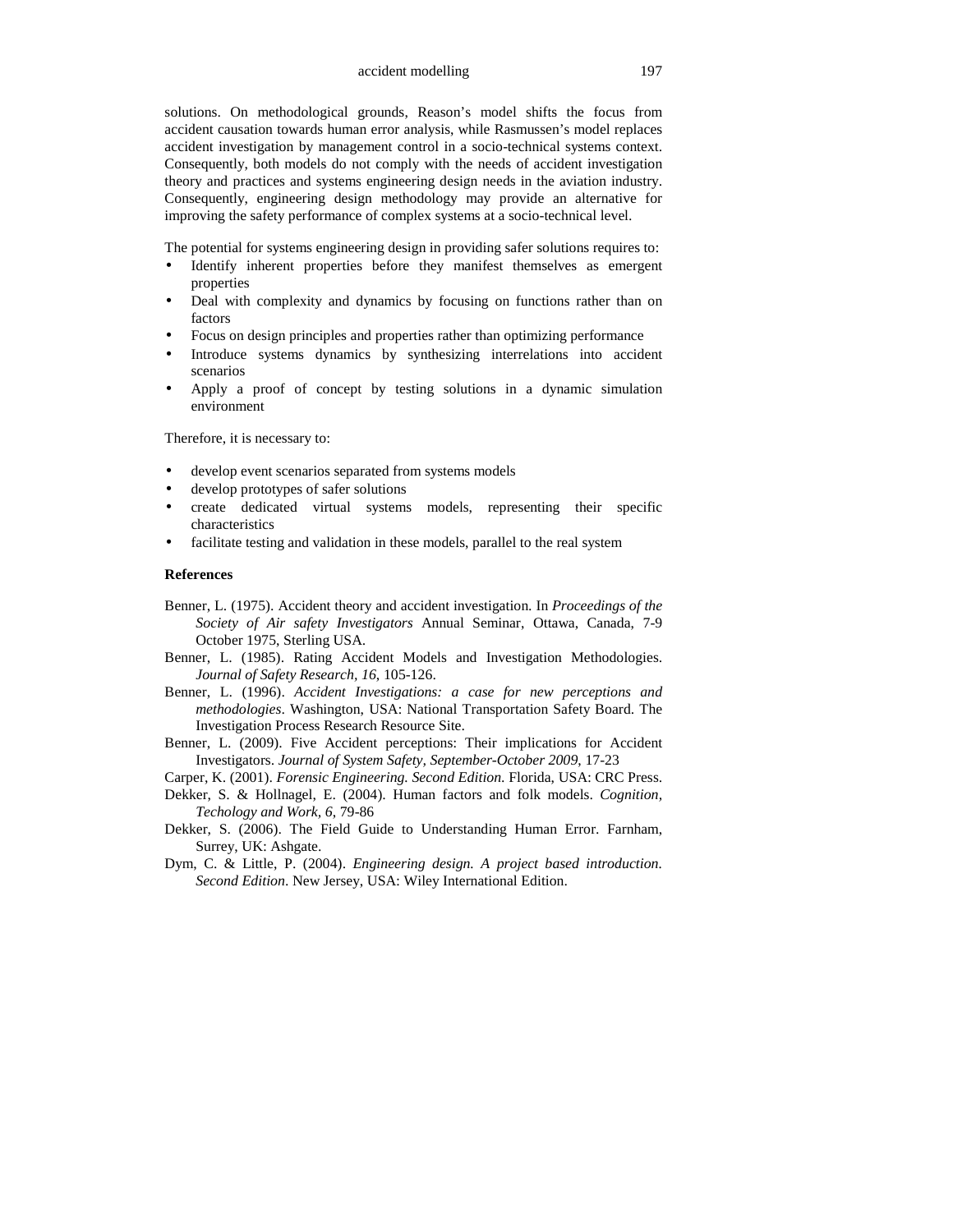solutions. On methodological grounds, Reason's model shifts the focus from accident causation towards human error analysis, while Rasmussen's model replaces accident investigation by management control in a socio-technical systems context. Consequently, both models do not comply with the needs of accident investigation theory and practices and systems engineering design needs in the aviation industry. Consequently, engineering design methodology may provide an alternative for improving the safety performance of complex systems at a socio-technical level.

The potential for systems engineering design in providing safer solutions requires to:

- Identify inherent properties before they manifest themselves as emergent properties
- Deal with complexity and dynamics by focusing on functions rather than on factors
- Focus on design principles and properties rather than optimizing performance
- Introduce systems dynamics by synthesizing interrelations into accident scenarios
- Apply a proof of concept by testing solutions in a dynamic simulation environment

Therefore, it is necessary to:

- develop event scenarios separated from systems models
- develop prototypes of safer solutions
- create dedicated virtual systems models, representing their specific characteristics
- facilitate testing and validation in these models, parallel to the real system

**References**

Benner, L. (1975). Accident theory and accident investigation. In *Proceedings of the Society of Air safety Investigators* Annual Seminar, Ottawa, Canada, 7-9 October 1975, Sterling USA.

Benner, L. (1985). Rating Accident Models and Investigation Methodologies. *Journal of Safety Research, 16*, 105-126.

Benner, L. (1996). *Accident Investigations: a case for new perceptions and methodologies*. Washington, USA: National Transportation Safety Board. The Investigation Process Research Resource Site.

Benner, L. (2009). Five Accident perceptions: Their implications for Accident Investigators. *Journal of System Safety, September-October 2009*, 17-23

Carper, K. (2001). *Forensic Engineering. Second Edition.* Florida, USA: CRC Press.

Dekker, S. & Hollnagel, E. (2004). Human factors and folk models. *Cognition, Techology and Work, 6*, 79-86

Dekker, S. (2006). The Field Guide to Understanding Human Error. Farnham, Surrey, UK: Ashgate.

Dym, C. & Little, P. (2004). *Engineering design. A project based introduction. Second Edition*. New Jersey, USA: Wiley International Edition.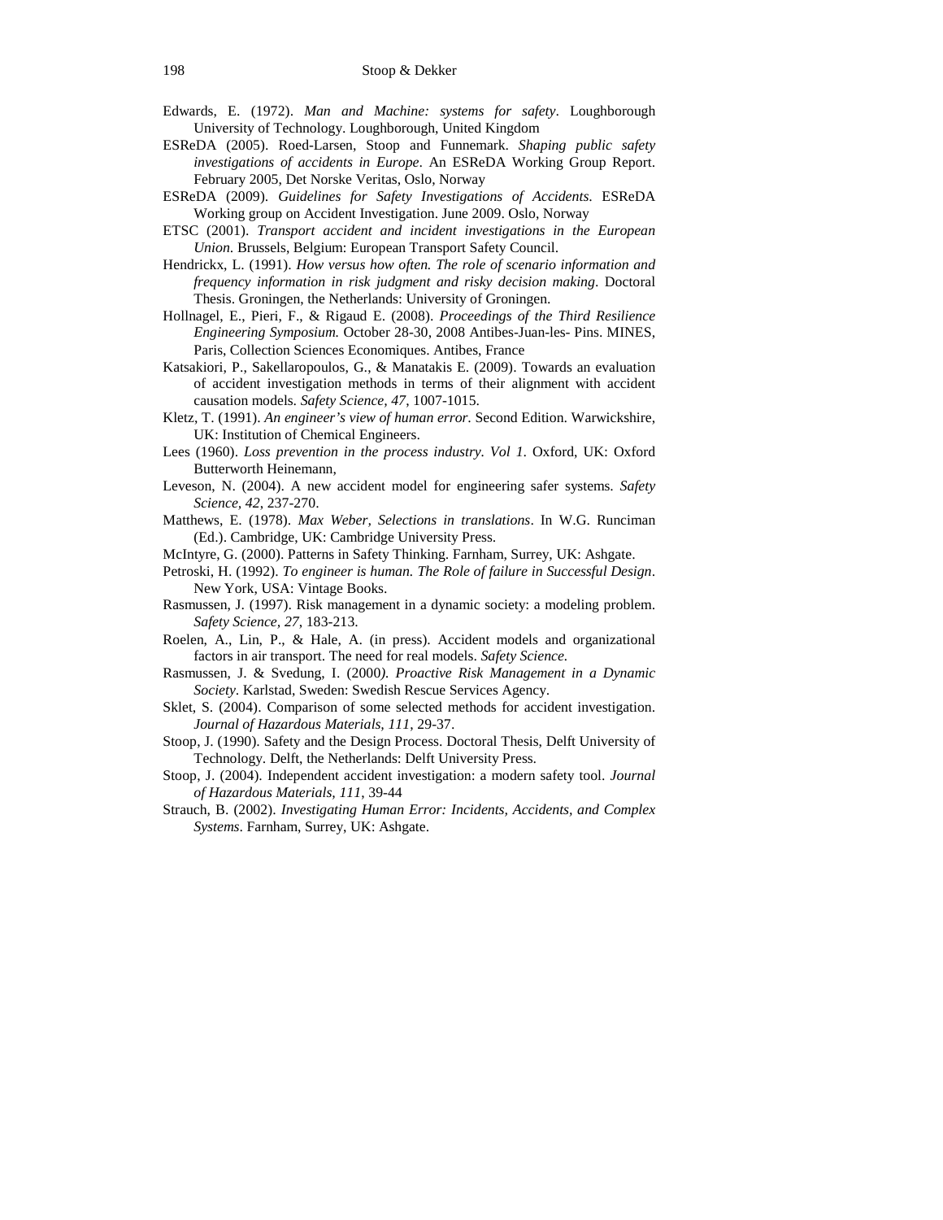Edwards, E. (1972). *Man and Machine: systems for safety*. Loughborough University of Technology. Loughborough, United Kingdom

ESReDA (2005). Roed-Larsen, Stoop and Funnemark. *Shaping public safety investigations of accidents in Europe*. An ESReDA Working Group Report. February 2005, Det Norske Veritas, Oslo, Norway

ESReDA (2009). *Guidelines for Safety Investigations of Accidents.* ESReDA Working group on Accident Investigation. June 2009. Oslo, Norway

ETSC (2001). *Transport accident and incident investigations in the European Union.* Brussels, Belgium: European Transport Safety Council.

Hendrickx, L. (1991). *How versus how often. The role of scenario information and frequency information in risk judgment and risky decision making*. Doctoral Thesis. Groningen, the Netherlands: University of Groningen.

Hollnagel, E., Pieri, F., & Rigaud E. (2008). *Proceedings of the Third Resilience Engineering Symposium.* October 28-30, 2008 Antibes-Juan-les- Pins. MINES, Paris, Collection Sciences Economiques. Antibes, France

Katsakiori, P., Sakellaropoulos, G., & Manatakis E. (2009). Towards an evaluation of accident investigation methods in terms of their alignment with accident causation models. *Safety Science*, *47*, 1007-1015.

Kletz, T. (1991). *An engineer's view of human error.* Second Edition. Warwickshire, UK: Institution of Chemical Engineers.

Lees (1960). *Loss prevention in the process industry. Vol 1*. Oxford, UK: Oxford Butterworth Heinemann,

Leveson, N. (2004). A new accident model for engineering safer systems. *Safety Science*, *42*, 237-270.

Matthews, E. (1978). *Max Weber, Selections in translations*. In W.G. Runciman (Ed.). Cambridge, UK: Cambridge University Press.

McIntyre, G. (2000). Patterns in Safety Thinking. Farnham, Surrey, UK: Ashgate.

Petroski, H. (1992). *To engineer is human. The Role of failure in Successful Design*. New York, USA: Vintage Books.

Rasmussen, J. (1997). Risk management in a dynamic society: a modeling problem. *Safety Science, 27*, 183-213.

Roelen, A., Lin, P., & Hale, A. (in press). Accident models and organizational factors in air transport. The need for real models. *Safety Science.*

Rasmussen, J. & Svedung, I. (2000*). Proactive Risk Management in a Dynamic Society*. Karlstad, Sweden: Swedish Rescue Services Agency.

Sklet, S. (2004). Comparison of some selected methods for accident investigation. *Journal of Hazardous Materials, 111*, 29-37.

Stoop, J. (1990). Safety and the Design Process. Doctoral Thesis, Delft University of Technology. Delft, the Netherlands: Delft University Press.

Stoop, J. (2004). Independent accident investigation: a modern safety tool. *Journal of Hazardous Materials*, *111*, 39-44

Strauch, B. (2002). *Investigating Human Error: Incidents, Accidents, and Complex Systems*. Farnham, Surrey, UK: Ashgate.